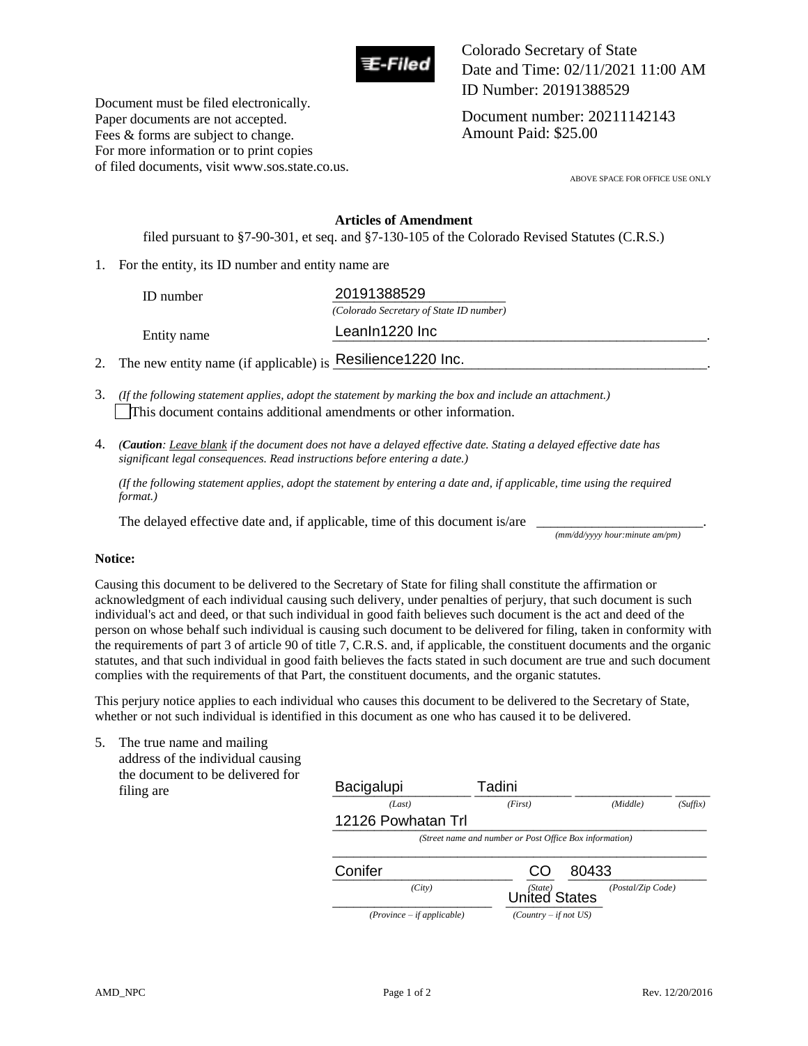Document must be filed electronically.
Paper documents are not accepted.
Fees & forms are subject to change.
For more information or to print copies
of filed documents, visit www.sos.state.co.us.

Colorado Secretary of State
Date and Time: 02/11/2021 11:00 AM
ID Number: 20191388529

Document number: 20211142143
Amount Paid: $25.00

ABOVE SPACE FOR OFFICE USE ONLY

## Articles of Amendment

filed pursuant to §7-90-301, et seq. and §7-130-105 of the Colorado Revised Statutes (C.R.S.)

1. For the entity, its ID number and entity name are

   ID number: 20191388529
   *(Colorado Secretary of State ID number)*

   Entity name: LeanIn1220 Inc

2. The new entity name (if applicable) is Resilience1220 Inc.

3. *(If the following statement applies, adopt the statement by marking the box and include an attachment.)*
   ☐ This document contains additional amendments or other information.

4. *(**Caution**: Leave blank if the document does not have a delayed effective date. Stating a delayed effective date has significant legal consequences. Read instructions before entering a date.)*

   *(If the following statement applies, adopt the statement by entering a date and, if applicable, time using the required format.)*

   The delayed effective date and, if applicable, time of this document is/are \_\_\_\_\_\_\_\_\_\_\_\_\_\_\_\_\_\_\_\_\_\_\_\_.
   *(mm/dd/yyyy hour:minute am/pm)*

**Notice:**

Causing this document to be delivered to the Secretary of State for filing shall constitute the affirmation or acknowledgment of each individual causing such delivery, under penalties of perjury, that such document is such individual's act and deed, or that such individual in good faith believes such document is the act and deed of the person on whose behalf such individual is causing such document to be delivered for filing, taken in conformity with the requirements of part 3 of article 90 of title 7, C.R.S. and, if applicable, the constituent documents and the organic statutes, and that such individual in good faith believes the facts stated in such document are true and such document complies with the requirements of that Part, the constituent documents, and the organic statutes.

This perjury notice applies to each individual who causes this document to be delivered to the Secretary of State, whether or not such individual is identified in this document as one who has caused it to be delivered.

5. The true name and mailing address of the individual causing the document to be delivered for filing are

   Bacigalupi *(Last)* Tadini *(First)* \_\_\_\_ *(Middle)* \_\_\_\_ *(Suffix)*

   12126 Powhatan Trl
   *(Street name and number or Post Office Box information)*

   Conifer *(City)* CO *(State)* 80433 *(Postal/Zip Code)*

   \_\_\_\_ *(Province – if applicable)* United States *(Country – if not US)*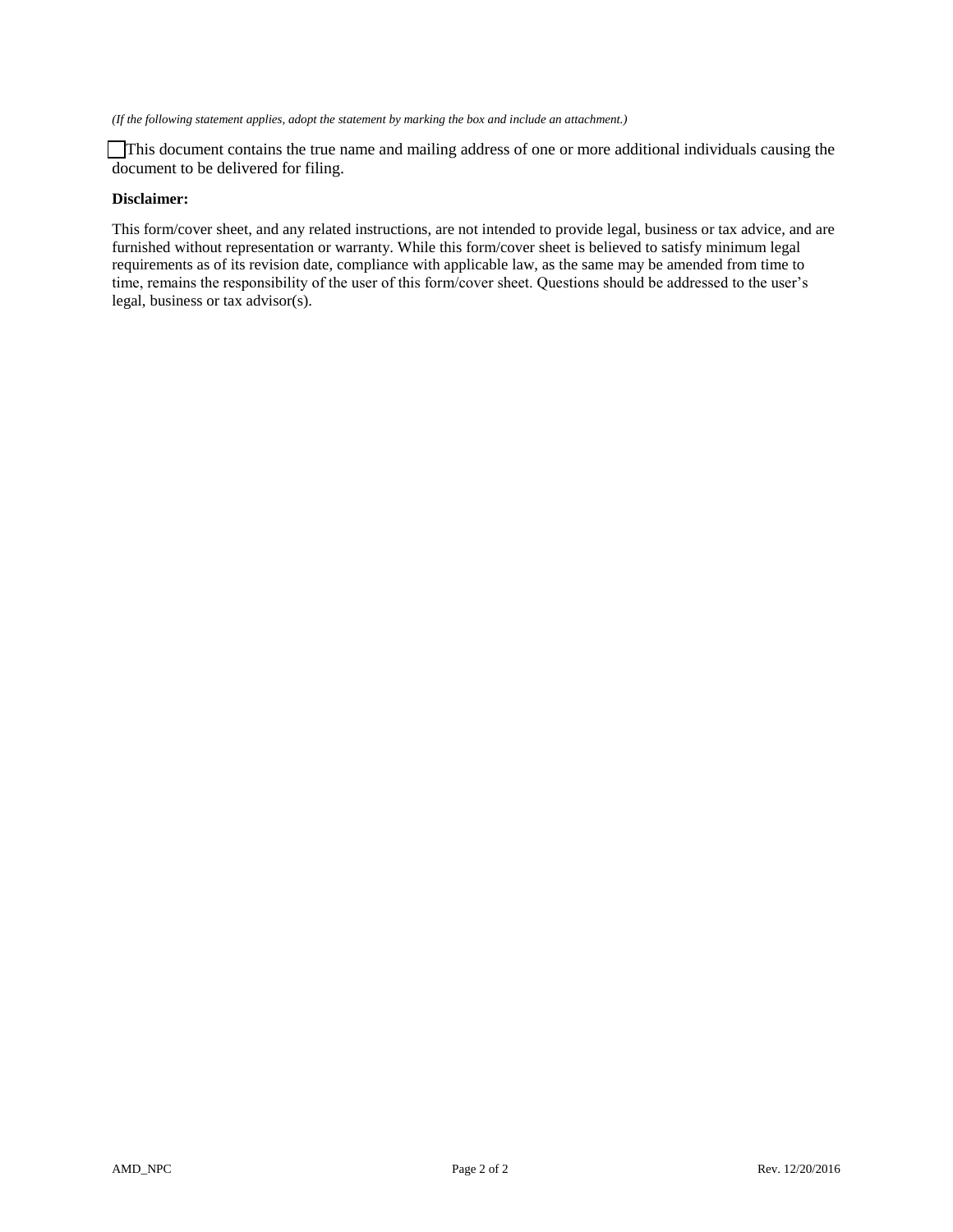*(If the following statement applies, adopt the statement by marking the box and include an attachment.)*

☐ This document contains the true name and mailing address of one or more additional individuals causing the document to be delivered for filing.

**Disclaimer:**

This form/cover sheet, and any related instructions, are not intended to provide legal, business or tax advice, and are furnished without representation or warranty. While this form/cover sheet is believed to satisfy minimum legal requirements as of its revision date, compliance with applicable law, as the same may be amended from time to time, remains the responsibility of the user of this form/cover sheet. Questions should be addressed to the user's legal, business or tax advisor(s).